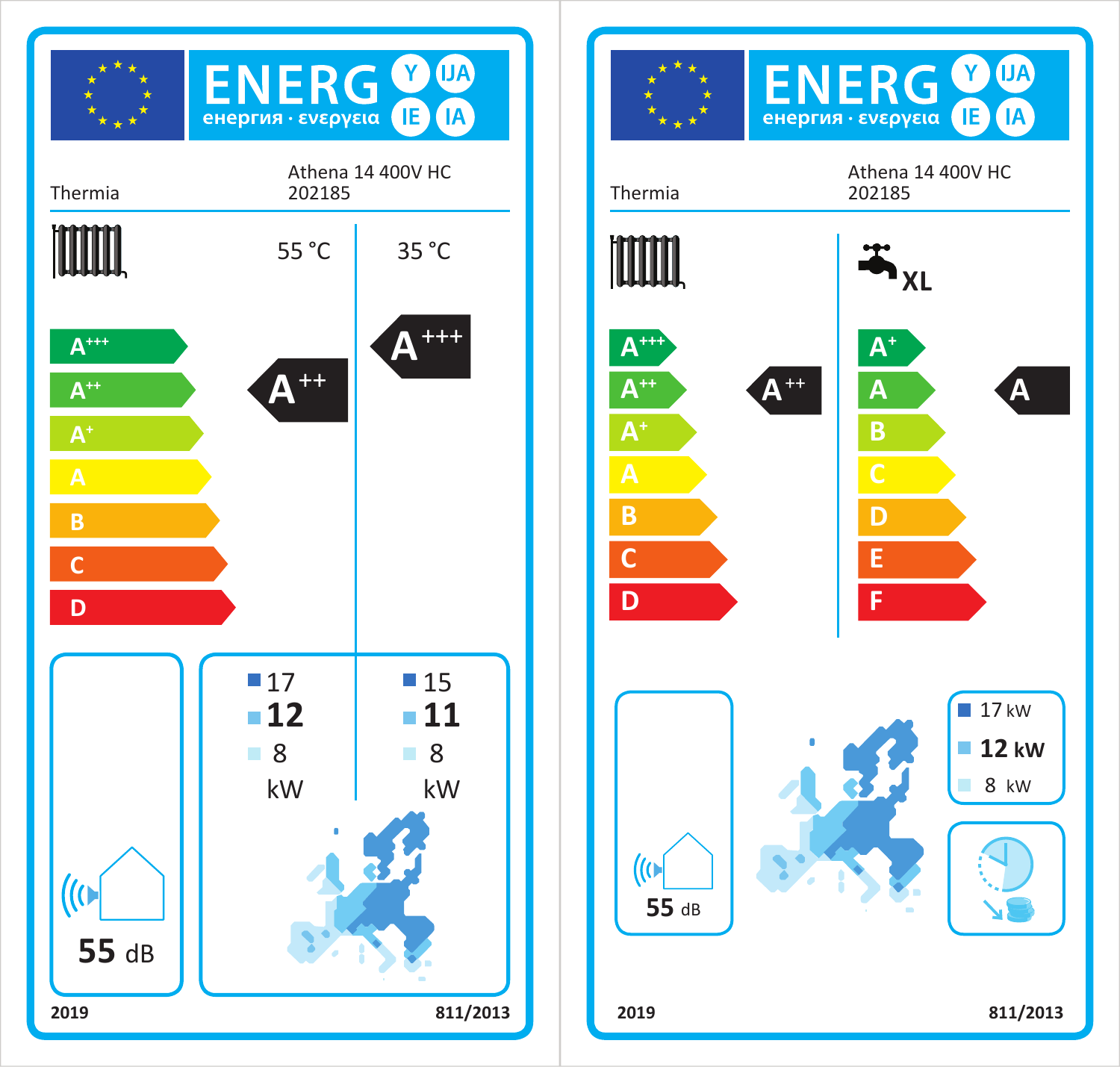## ENERG енергия · ενεργεια Y IJA IE IA

**Thermia** — Athena 14 400V HC 202185

| | 55 °C | 35 °C |
|---|---|---|
| Scale | A+++ / A++ / A+ / A / B / C / D | |
| Energy class | A++ | A+++ |
| Heat output (colder climate) | 17 | 15 |
| Heat output (average climate) | **12** | **11** |
| Heat output (warmer climate) | 8 | 8 |
| Unit | kW | kW |

**55 dB**

**2019** — **811/2013**

---

## ENERG енергия · ενεργεια Y IJA IE IA

**Thermia** — Athena 14 400V HC 202185

| | Space heating | Water heating (XL) |
|---|---|---|
| Scale | A+++ / A++ / A+ / A / B / C / D | A+ / A / B / C / D / E / F |
| Energy class | A++ | A |

| Heat output | |
|---|---|
| Colder climate | 17 kW |
| Average climate | **12 kW** |
| Warmer climate | 8 kW |

**55 dB**

**2019** — **811/2013**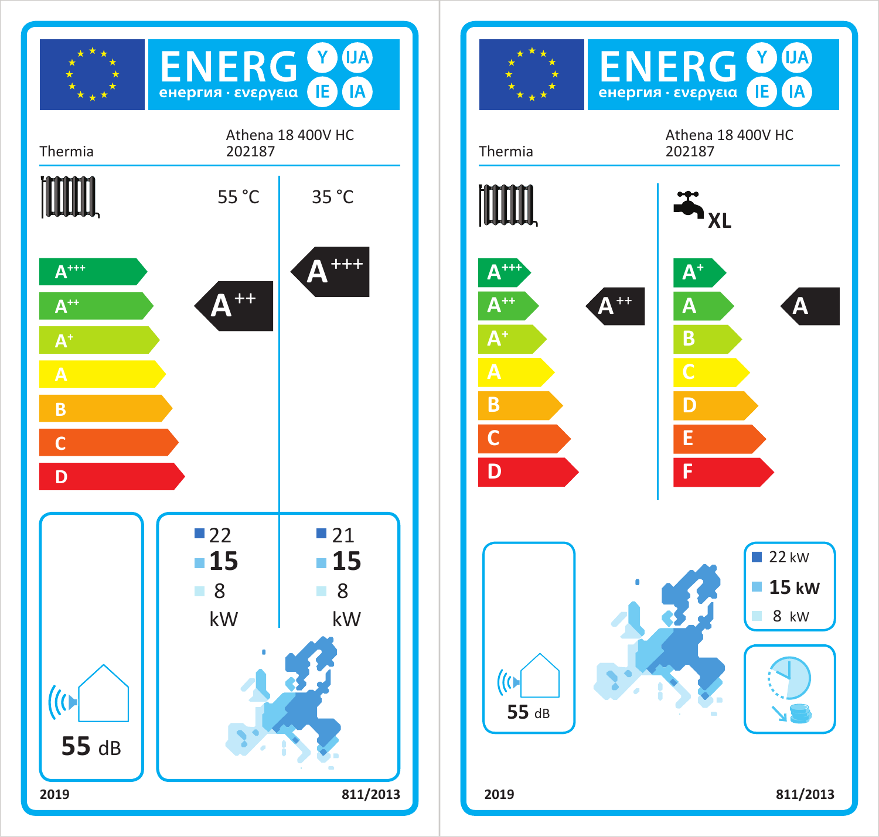## Label 1

**ENERG** енергия · ενεργεια Y IJA IE IA

Thermia — Athena 18 400V HC 202187

| | 55 °C | 35 °C |
|---|---|---|
| Energy class | $A^{++}$ | $A^{+++}$ |

Scale: $A^{+++}$, $A^{++}$, $A^{+}$, A, B, C, D

| | 55 °C | 35 °C |
|---|---|---|
| Cold climate | 22 | 21 |
| Average climate | 15 | 15 |
| Warm climate | 8 | 8 |
| | kW | kW |

55 dB

2019 — 811/2013

## Label 2

**ENERG** енергия · ενεργεια Y IJA IE IA

Thermia — Athena 18 400V HC 202187

| Space heating | Water heating (XL) |
|---|---|
| $A^{++}$ | A |

Space heating scale: $A^{+++}$, $A^{++}$, $A^{+}$, A, B, C, D

Water heating scale: $A^{+}$, A, B, C, D, E, F

55 dB

- 22 kW
- 15 kW
- 8 kW

2019 — 811/2013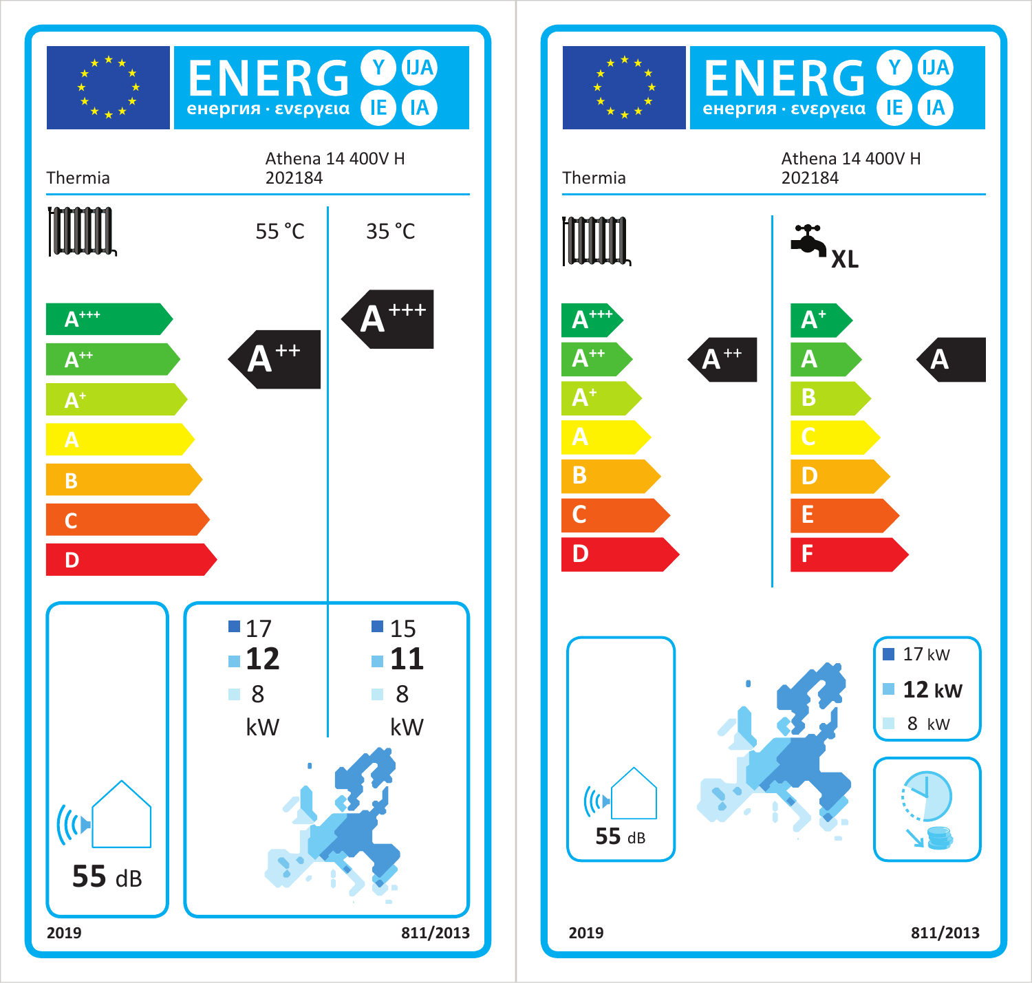## ENERG енергия · ενεργεια Y IJA IE IA

Thermia

Athena 14 400V H
202184

| | 55 °C | 35 °C |
|---|---|---|
| Energy class | A++ | A+++ |

Scale: A+++, A++, A+, A, B, C, D

| | 55 °C | 35 °C |
|---|---|---|
| | 17 | 15 |
| | **12** | **11** |
| | 8 | 8 |
| | kW | kW |

55 dB

2019 — 811/2013

---

## ENERG енергия · ενεργεια Y IJA IE IA

Thermia

Athena 14 400V H
202184

| Space heating | Water heating (XL) |
|---|---|
| A++ | A |

Space heating scale: A+++, A++, A+, A, B, C, D

Water heating scale: A+, A, B, C, D, E, F

17 kW
**12 kW**
8 kW

55 dB

2019 — 811/2013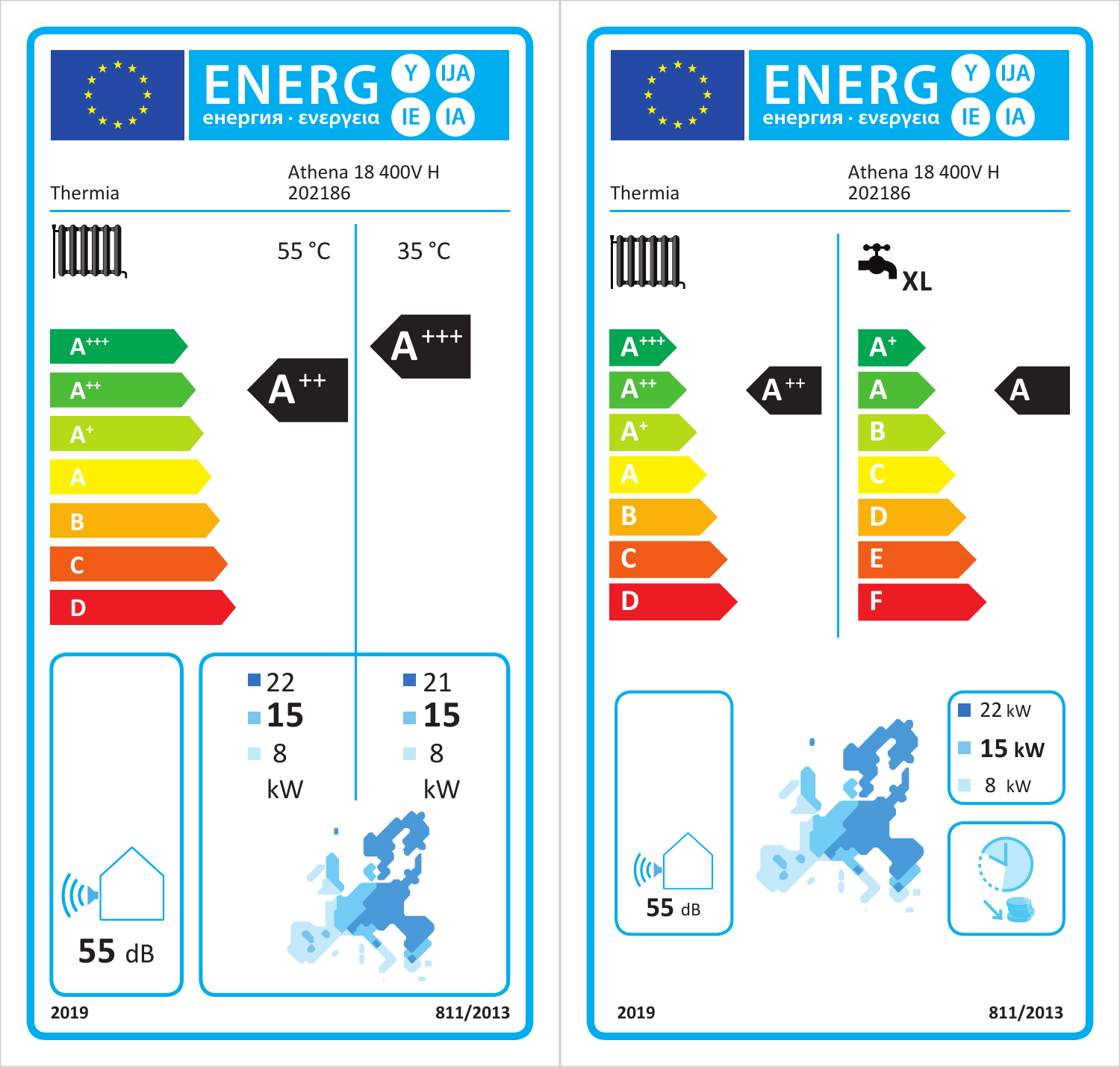## ENERG енергия · ενεργεια Y IJA IE IA

Thermia

Athena 18 400V H
202186

| | 55 °C | 35 °C |
|---|---|---|
| A+++ | | A+++ |
| A++ | A++ | |
| A+ | | |
| A | | |
| B | | |
| C | | |
| D | | |

| 55 °C | 35 °C |
|---|---|
| 22 | 21 |
| **15** | **15** |
| 8 | 8 |
| kW | kW |

55 dB

**2019** **811/2013**

## ENERG енергия · ενεργεια Y IJA IE IA

Thermia

Athena 18 400V H
202186

| Heating scale | | Water heating scale (XL) | |
|---|---|---|---|
| A+++ | | A+ | |
| A++ | A++ | A | A |
| A+ | | B | |
| A | | C | |
| B | | D | |
| C | | E | |
| D | | F | |

22 kW
**15 kW**
8 kW

55 dB

**2019** **811/2013**